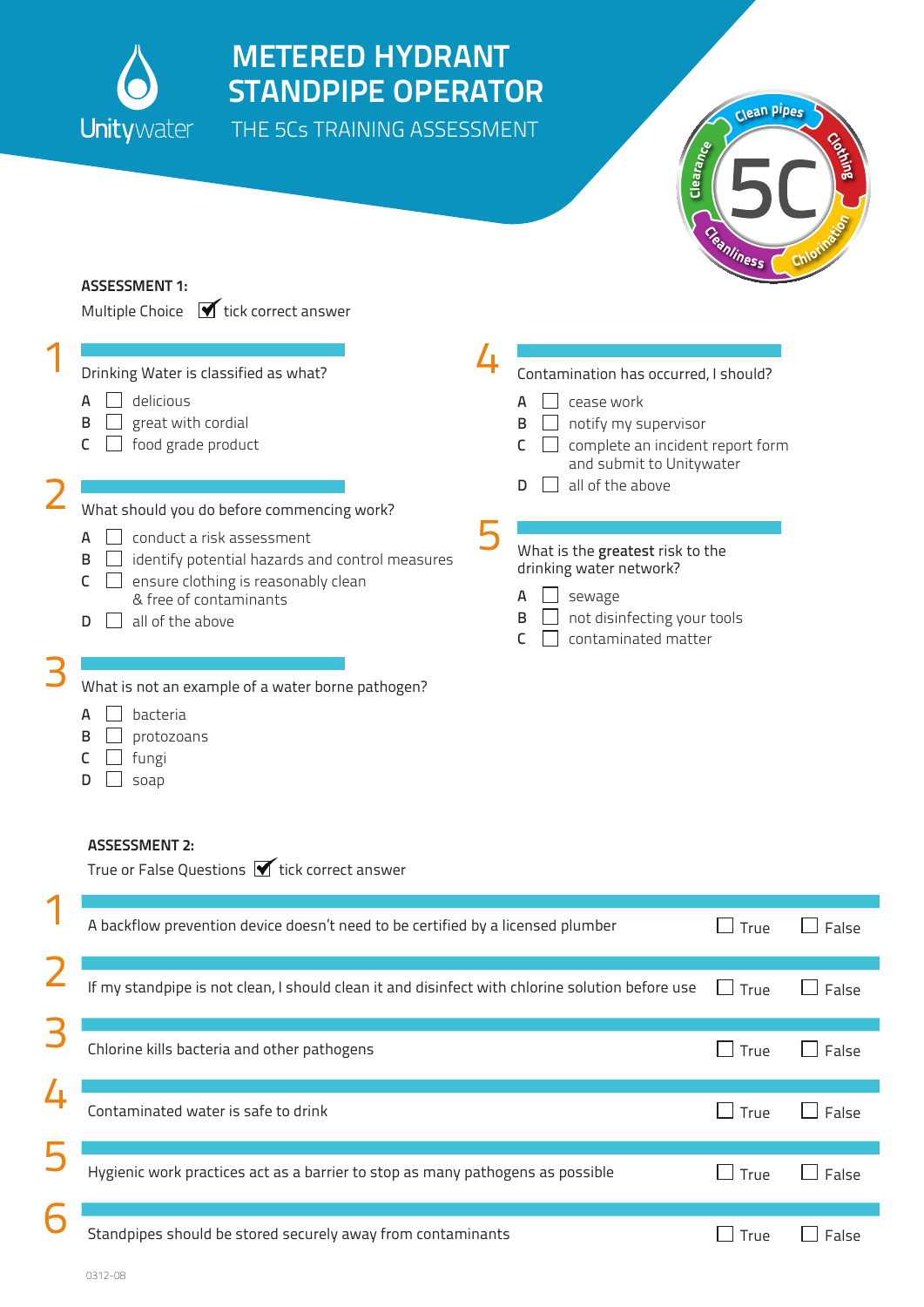# METERED HYDRANT STANDPIPE OPERATOR

## THE 5Cs TRAINING ASSESSMENT

Unitywater

5C — Clean pipes, Clothing, Chlorination, Cleanliness, Clearance

### ASSESSMENT 1:

Multiple Choice ☑ tick correct answer

**1** Drinking Water is classified as what?

- A ☐ delicious
- B ☐ great with cordial
- C ☐ food grade product

**2** What should you do before commencing work?

- A ☐ conduct a risk assessment
- B ☐ identify potential hazards and control measures
- C ☐ ensure clothing is reasonably clean & free of contaminants
- D ☐ all of the above

**3** What is not an example of a water borne pathogen?

- A ☐ bacteria
- B ☐ protozoans
- C ☐ fungi
- D ☐ soap

**4** Contamination has occurred, I should?

- A ☐ cease work
- B ☐ notify my supervisor
- C ☐ complete an incident report form and submit to Unitywater
- D ☐ all of the above

**5** What is the **greatest** risk to the drinking water network?

- A ☐ sewage
- B ☐ not disinfecting your tools
- C ☐ contaminated matter

### ASSESSMENT 2:

True or False Questions ☑ tick correct answer

| # | Question | True | False |
|---|---|---|---|
| 1 | A backflow prevention device doesn't need to be certified by a licensed plumber | ☐ True | ☐ False |
| 2 | If my standpipe is not clean, I should clean it and disinfect with chlorine solution before use | ☐ True | ☐ False |
| 3 | Chlorine kills bacteria and other pathogens | ☐ True | ☐ False |
| 4 | Contaminated water is safe to drink | ☐ True | ☐ False |
| 5 | Hygienic work practices act as a barrier to stop as many pathogens as possible | ☐ True | ☐ False |
| 6 | Standpipes should be stored securely away from contaminants | ☐ True | ☐ False |

0312-08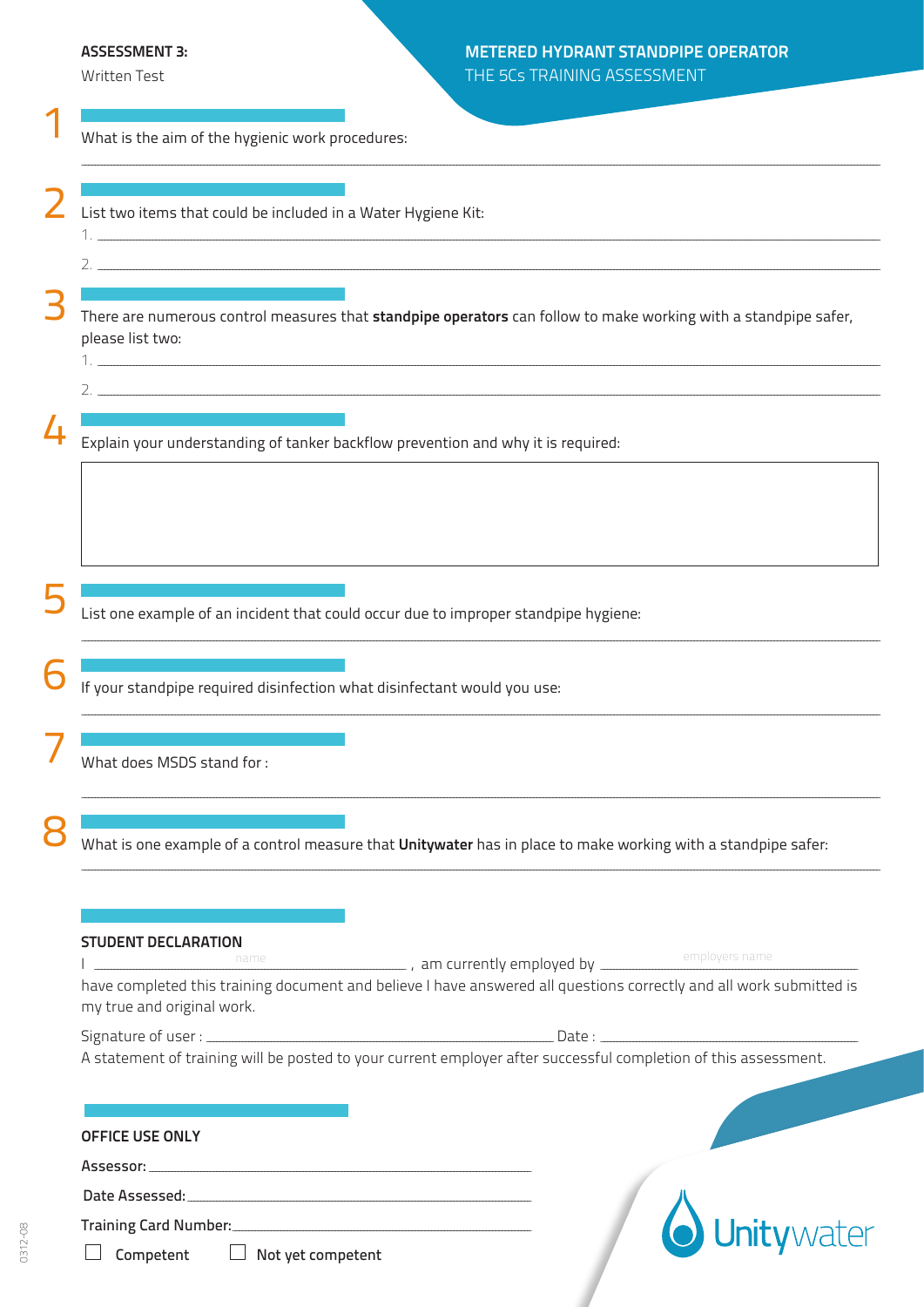**ASSESSMENT 3:**
Written Test

**METERED HYDRANT STANDPIPE OPERATOR**
THE 5Cs TRAINING ASSESSMENT

**1**

What is the aim of the hygienic work procedures:

______________________________________________________________________

**2**

List two items that could be included in a Water Hygiene Kit:

1. ______________________________________________________________________

2. ______________________________________________________________________

**3**

There are numerous control measures that **standpipe operators** can follow to make working with a standpipe safer, please list two:

1. ______________________________________________________________________

2. ______________________________________________________________________

**4**

Explain your understanding of tanker backflow prevention and why it is required:

| |
|---|
| |

**5**

List one example of an incident that could occur due to improper standpipe hygiene:

______________________________________________________________________

**6**

If your standpipe required disinfection what disinfectant would you use:

______________________________________________________________________

**7**

What does MSDS stand for :

______________________________________________________________________

**8**

What is one example of a control measure that **Unitywater** has in place to make working with a standpipe safer:

______________________________________________________________________

**STUDENT DECLARATION**

I ______________________ (name), am currently employed by ______________________ (employers name)
have completed this training document and believe I have answered all questions correctly and all work submitted is my true and original work.

Signature of user : ______________________ Date : ______________________

A statement of training will be posted to your current employer after successful completion of this assessment.

**OFFICE USE ONLY**

Assessor: ______________________

Date Assessed: ______________________

Training Card Number: ______________________

☐ Competent ☐ Not yet competent

Unitywater

0312-08